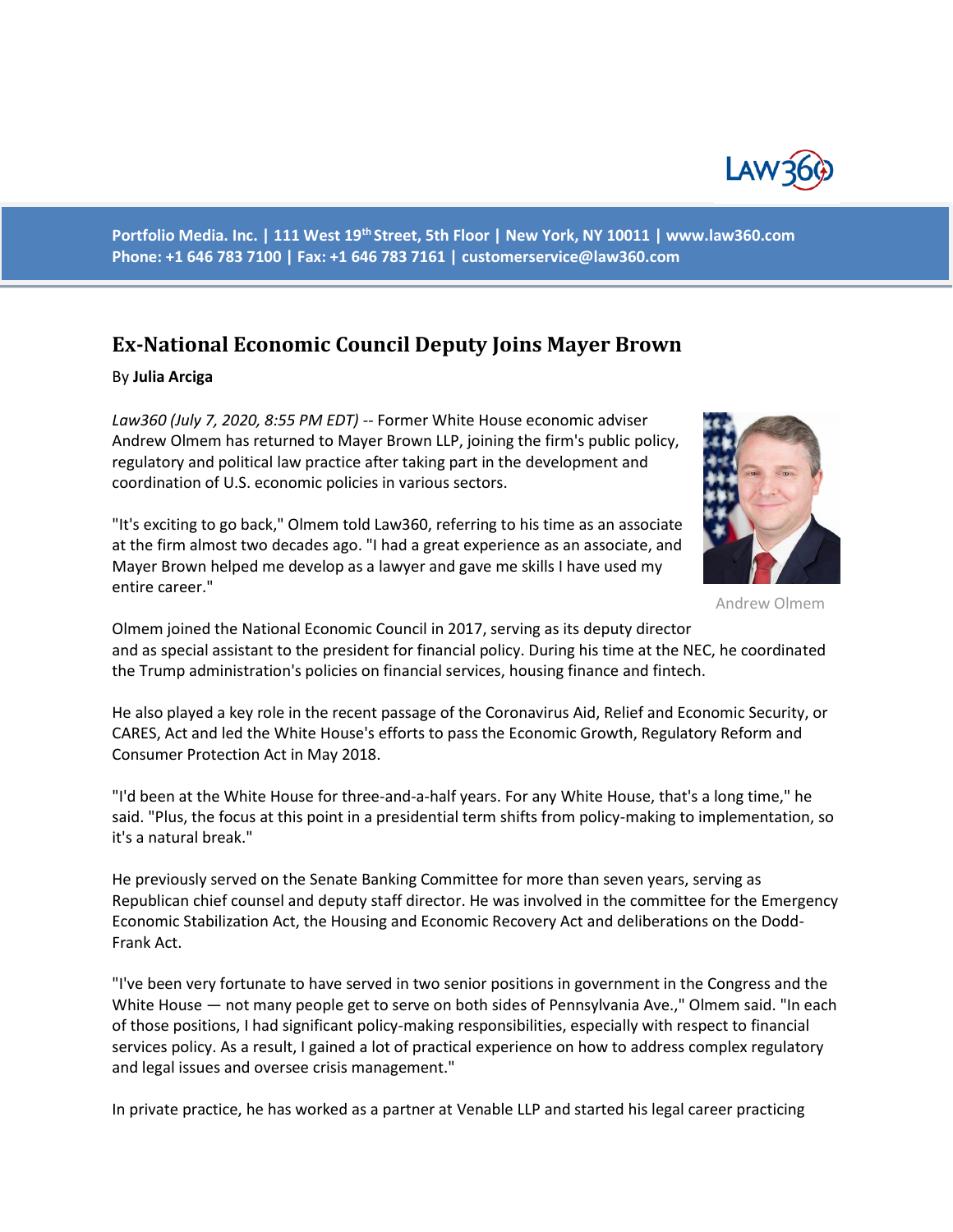Portfolio Media. Inc. | 111 West 19th Street, 5th Floor | New York, NY 10011 | www.law360.com
Phone: +1 646 783 7100 | Fax: +1 646 783 7161 | customerservice@law360.com

# Ex-National Economic Council Deputy Joins Mayer Brown

By **Julia Arciga**

*Law360 (July 7, 2020, 8:55 PM EDT)* -- Former White House economic adviser Andrew Olmem has returned to Mayer Brown LLP, joining the firm's public policy, regulatory and political law practice after taking part in the development and coordination of U.S. economic policies in various sectors.

"It's exciting to go back," Olmem told Law360, referring to his time as an associate at the firm almost two decades ago. "I had a great experience as an associate, and Mayer Brown helped me develop as a lawyer and gave me skills I have used my entire career."

Andrew Olmem

Olmem joined the National Economic Council in 2017, serving as its deputy director and as special assistant to the president for financial policy. During his time at the NEC, he coordinated the Trump administration's policies on financial services, housing finance and fintech.

He also played a key role in the recent passage of the Coronavirus Aid, Relief and Economic Security, or CARES, Act and led the White House's efforts to pass the Economic Growth, Regulatory Reform and Consumer Protection Act in May 2018.

"I'd been at the White House for three-and-a-half years. For any White House, that's a long time," he said. "Plus, the focus at this point in a presidential term shifts from policy-making to implementation, so it's a natural break."

He previously served on the Senate Banking Committee for more than seven years, serving as Republican chief counsel and deputy staff director. He was involved in the committee for the Emergency Economic Stabilization Act, the Housing and Economic Recovery Act and deliberations on the Dodd-Frank Act.

"I've been very fortunate to have served in two senior positions in government in the Congress and the White House — not many people get to serve on both sides of Pennsylvania Ave.," Olmem said. "In each of those positions, I had significant policy-making responsibilities, especially with respect to financial services policy. As a result, I gained a lot of practical experience on how to address complex regulatory and legal issues and oversee crisis management."

In private practice, he has worked as a partner at Venable LLP and started his legal career practicing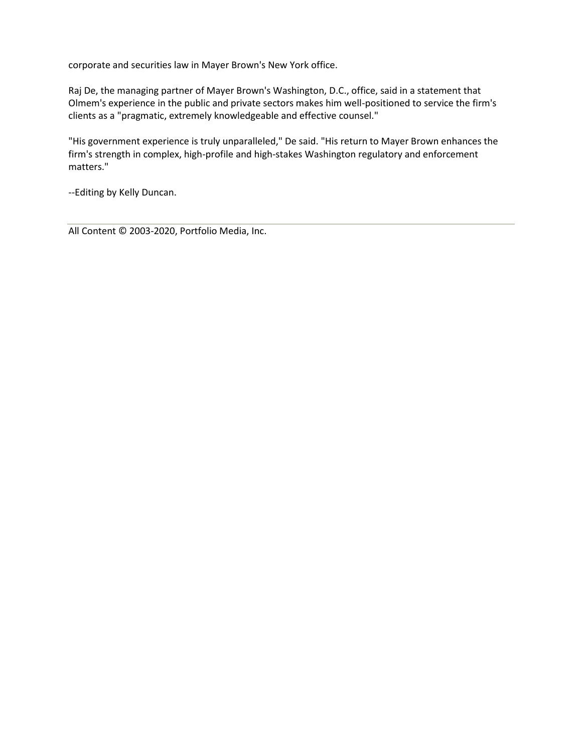corporate and securities law in Mayer Brown's New York office.

Raj De, the managing partner of Mayer Brown's Washington, D.C., office, said in a statement that Olmem's experience in the public and private sectors makes him well-positioned to service the firm's clients as a "pragmatic, extremely knowledgeable and effective counsel."

"His government experience is truly unparalleled," De said. "His return to Mayer Brown enhances the firm's strength in complex, high-profile and high-stakes Washington regulatory and enforcement matters."

--Editing by Kelly Duncan.

---

All Content © 2003-2020, Portfolio Media, Inc.